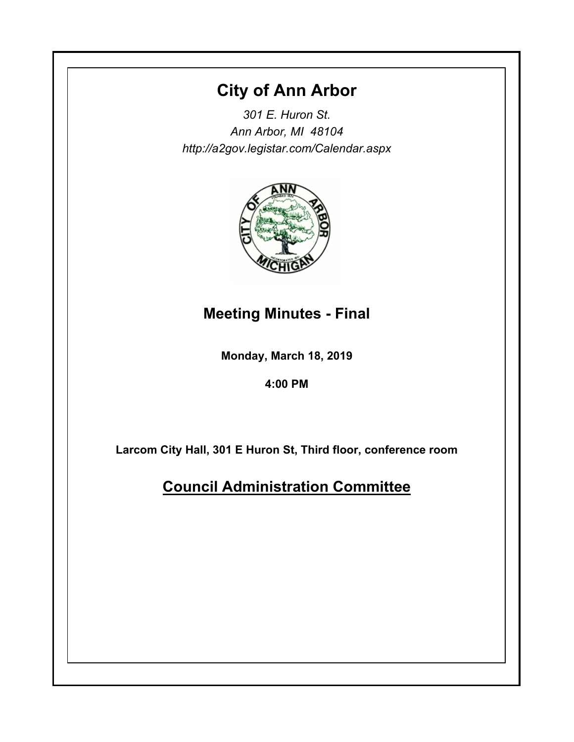# City of Ann Arbor

*301 E. Huron St.*
*Ann Arbor, MI 48104*
*http://a2gov.legistar.com/Calendar.aspx*

## Meeting Minutes - Final

**Monday, March 18, 2019**

**4:00 PM**

**Larcom City Hall, 301 E Huron St, Third floor, conference room**

## Council Administration Committee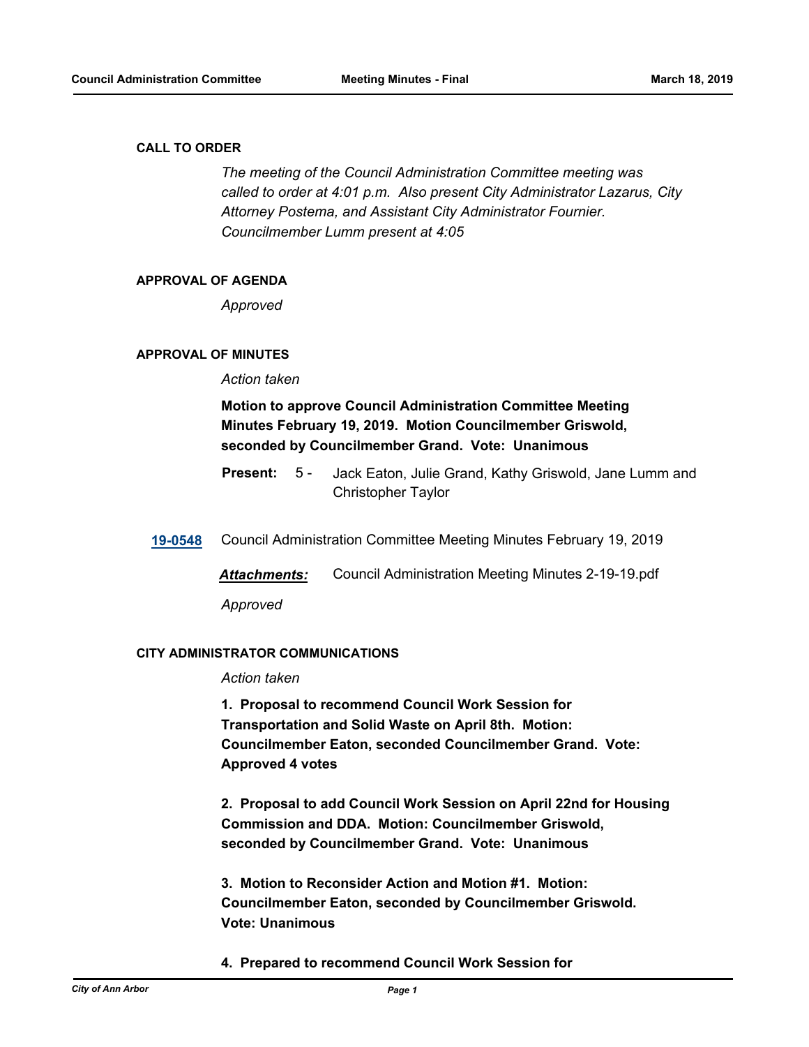## CALL TO ORDER

*The meeting of the Council Administration Committee meeting was called to order at 4:01 p.m. Also present City Administrator Lazarus, City Attorney Postema, and Assistant City Administrator Fournier. Councilmember Lumm present at 4:05*

## APPROVAL OF AGENDA

*Approved*

## APPROVAL OF MINUTES

*Action taken*

**Motion to approve Council Administration Committee Meeting Minutes February 19, 2019. Motion Councilmember Griswold, seconded by Councilmember Grand. Vote: Unanimous**

**Present:** 5 - Jack Eaton, Julie Grand, Kathy Griswold, Jane Lumm and Christopher Taylor

**19-0548** Council Administration Committee Meeting Minutes February 19, 2019

***Attachments:*** Council Administration Meeting Minutes 2-19-19.pdf

*Approved*

## CITY ADMINISTRATOR COMMUNICATIONS

*Action taken*

**1. Proposal to recommend Council Work Session for Transportation and Solid Waste on April 8th. Motion: Councilmember Eaton, seconded Councilmember Grand. Vote: Approved 4 votes**

**2. Proposal to add Council Work Session on April 22nd for Housing Commission and DDA. Motion: Councilmember Griswold, seconded by Councilmember Grand. Vote: Unanimous**

**3. Motion to Reconsider Action and Motion #1. Motion: Councilmember Eaton, seconded by Councilmember Griswold. Vote: Unanimous**

**4. Prepared to recommend Council Work Session for**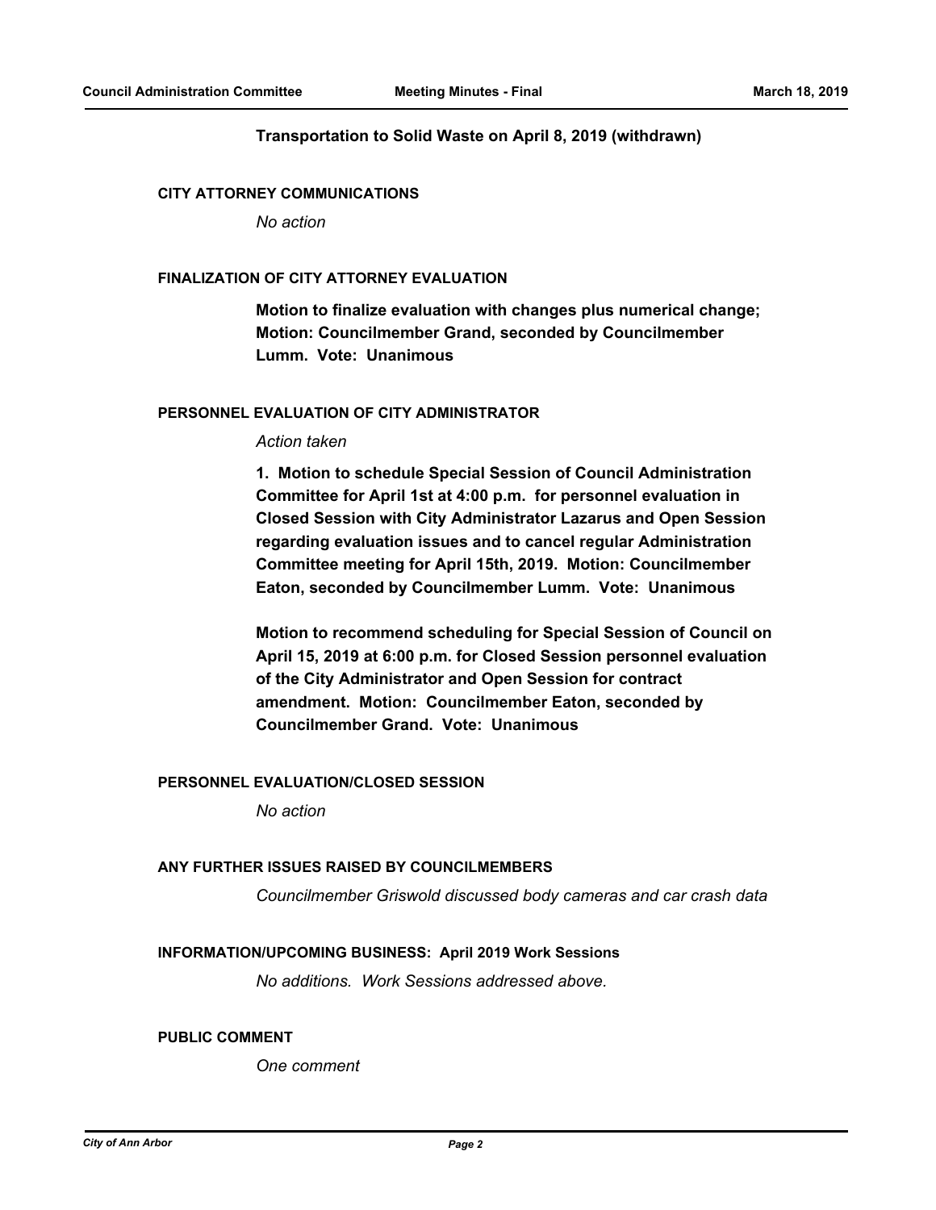**Transportation to Solid Waste on April 8, 2019 (withdrawn)**

## CITY ATTORNEY COMMUNICATIONS

*No action*

## FINALIZATION OF CITY ATTORNEY EVALUATION

**Motion to finalize evaluation with changes plus numerical change; Motion: Councilmember Grand, seconded by Councilmember Lumm. Vote: Unanimous**

## PERSONNEL EVALUATION OF CITY ADMINISTRATOR

*Action taken*

**1. Motion to schedule Special Session of Council Administration Committee for April 1st at 4:00 p.m. for personnel evaluation in Closed Session with City Administrator Lazarus and Open Session regarding evaluation issues and to cancel regular Administration Committee meeting for April 15th, 2019. Motion: Councilmember Eaton, seconded by Councilmember Lumm. Vote: Unanimous**

**Motion to recommend scheduling for Special Session of Council on April 15, 2019 at 6:00 p.m. for Closed Session personnel evaluation of the City Administrator and Open Session for contract amendment. Motion: Councilmember Eaton, seconded by Councilmember Grand. Vote: Unanimous**

## PERSONNEL EVALUATION/CLOSED SESSION

*No action*

## ANY FURTHER ISSUES RAISED BY COUNCILMEMBERS

*Councilmember Griswold discussed body cameras and car crash data*

## INFORMATION/UPCOMING BUSINESS: April 2019 Work Sessions

*No additions. Work Sessions addressed above.*

## PUBLIC COMMENT

*One comment*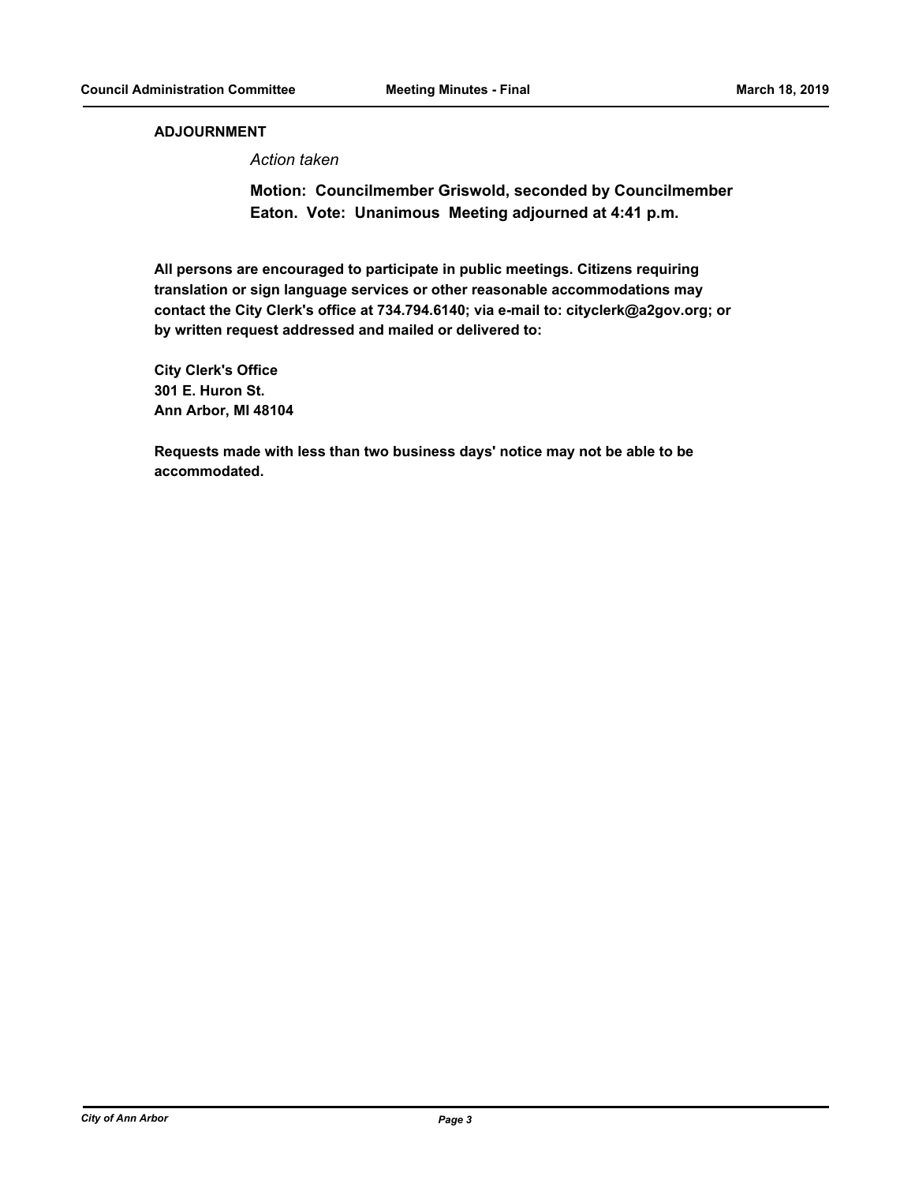## ADJOURNMENT

*Action taken*

**Motion: Councilmember Griswold, seconded by Councilmember Eaton. Vote: Unanimous Meeting adjourned at 4:41 p.m.**

**All persons are encouraged to participate in public meetings. Citizens requiring translation or sign language services or other reasonable accommodations may contact the City Clerk's office at 734.794.6140; via e-mail to: cityclerk@a2gov.org; or by written request addressed and mailed or delivered to:**

**City Clerk's Office**
**301 E. Huron St.**
**Ann Arbor, MI 48104**

**Requests made with less than two business days' notice may not be able to be accommodated.**